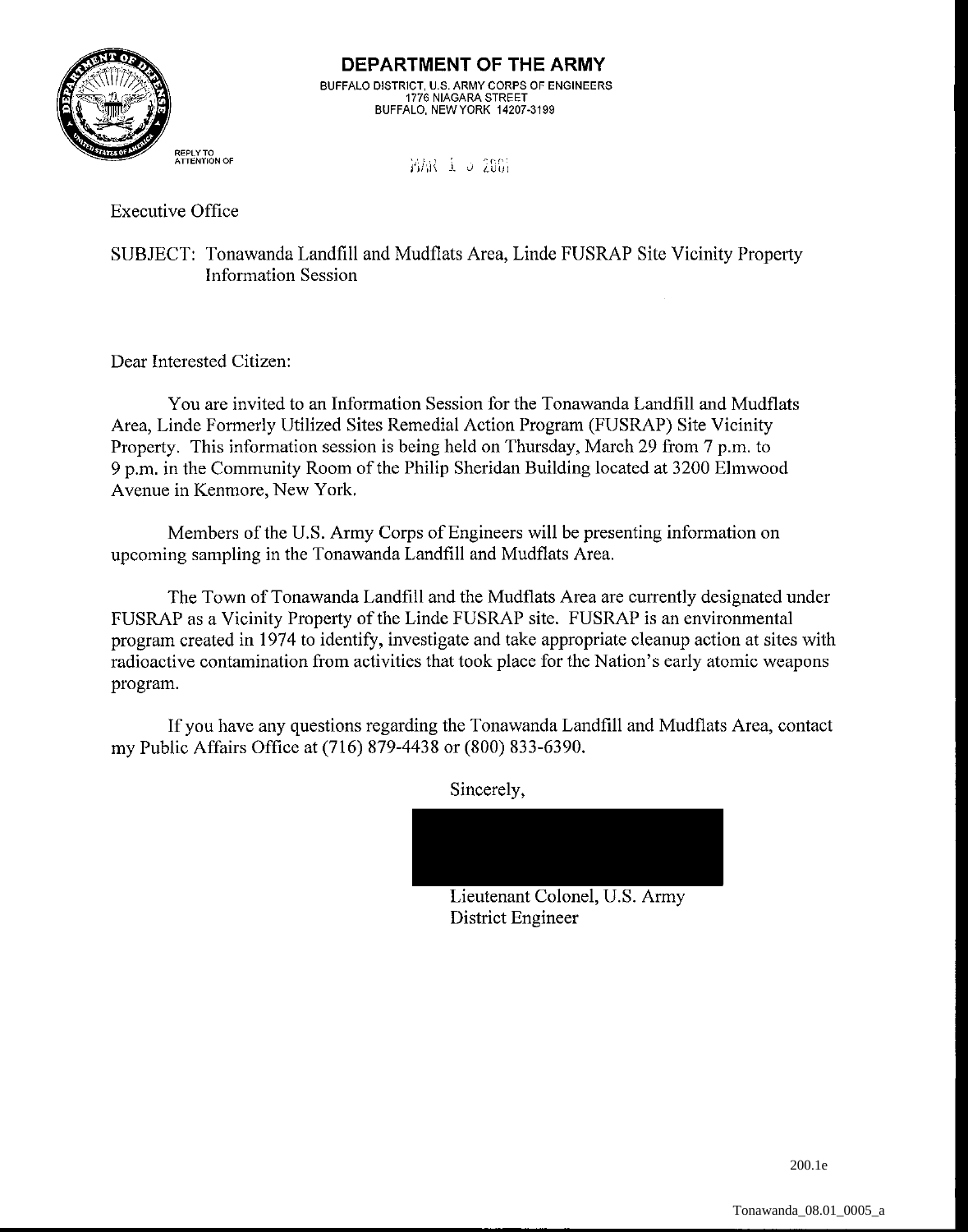# DEPARTMENT OF THE ARMY

BUFFALO DISTRICT, U.S. ARMY CORPS OF ENGINEERS
1776 NIAGARA STREET
BUFFALO, NEW YORK 14207-3199

REPLY TO
ATTENTION OF

MAR 1 5 2001

Executive Office

SUBJECT: Tonawanda Landfill and Mudflats Area, Linde FUSRAP Site Vicinity Property Information Session

Dear Interested Citizen:

You are invited to an Information Session for the Tonawanda Landfill and Mudflats Area, Linde Formerly Utilized Sites Remedial Action Program (FUSRAP) Site Vicinity Property. This information session is being held on Thursday, March 29 from 7 p.m. to 9 p.m. in the Community Room of the Philip Sheridan Building located at 3200 Elmwood Avenue in Kenmore, New York.

Members of the U.S. Army Corps of Engineers will be presenting information on upcoming sampling in the Tonawanda Landfill and Mudflats Area.

The Town of Tonawanda Landfill and the Mudflats Area are currently designated under FUSRAP as a Vicinity Property of the Linde FUSRAP site. FUSRAP is an environmental program created in 1974 to identify, investigate and take appropriate cleanup action at sites with radioactive contamination from activities that took place for the Nation's early atomic weapons program.

If you have any questions regarding the Tonawanda Landfill and Mudflats Area, contact my Public Affairs Office at (716) 879-4438 or (800) 833-6390.

Sincerely,

Lieutenant Colonel, U.S. Army
District Engineer

200.1e

Tonawanda_08.01_0005_a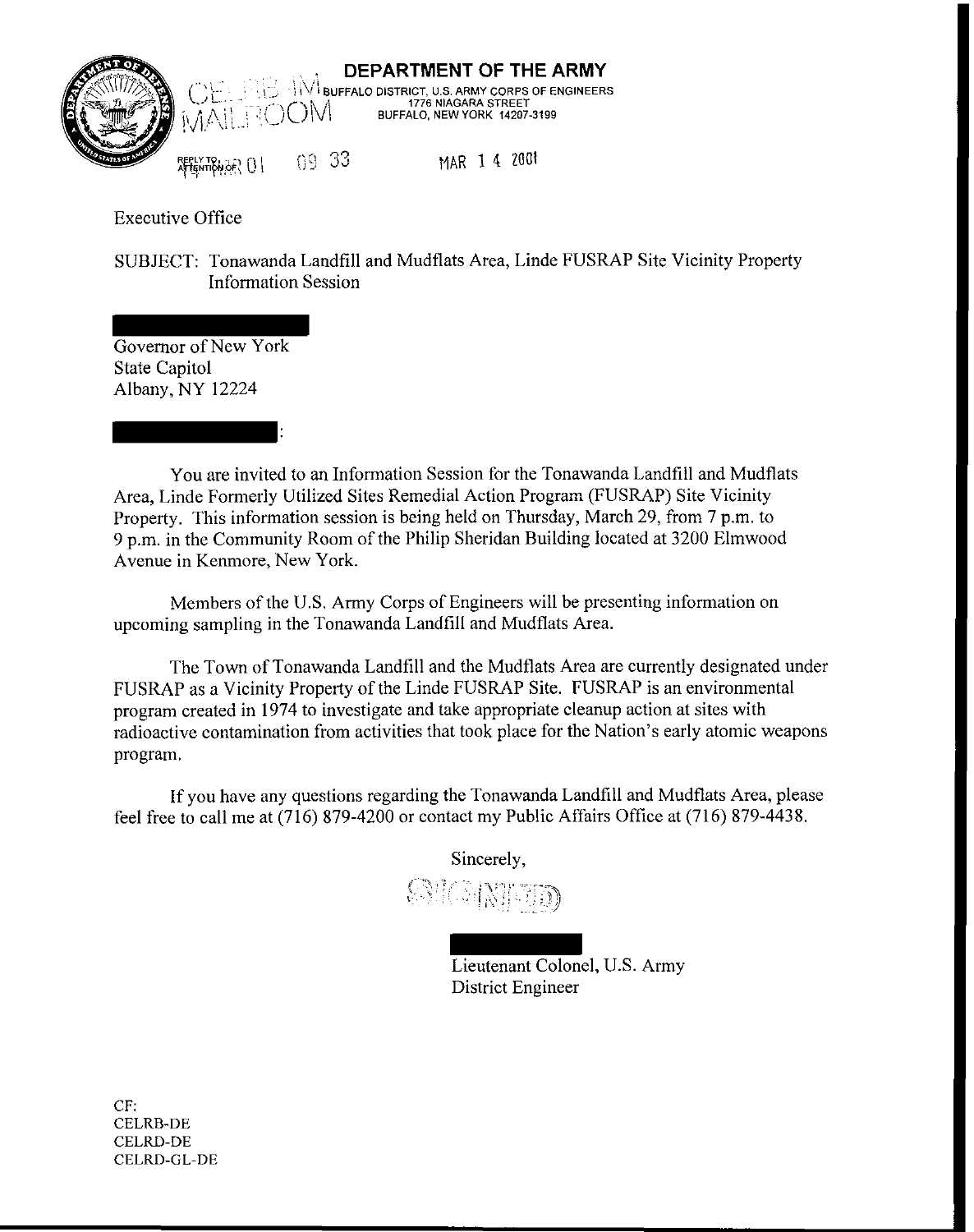**DEPARTMENT OF THE ARMY**
BUFFALO DISTRICT, U.S. ARMY CORPS OF ENGINEERS
1776 NIAGARA STREET
BUFFALO, NEW YORK 14207-3199

CE EB IM MAILROOM

REPLY TO ATTENTION OF: MAR 01 09 33

MAR 1 4 2001

Executive Office

SUBJECT: Tonawanda Landfill and Mudflats Area, Linde FUSRAP Site Vicinity Property Information Session

Governor of New York
State Capitol
Albany, NY 12224

:

You are invited to an Information Session for the Tonawanda Landfill and Mudflats Area, Linde Formerly Utilized Sites Remedial Action Program (FUSRAP) Site Vicinity Property. This information session is being held on Thursday, March 29, from 7 p.m. to 9 p.m. in the Community Room of the Philip Sheridan Building located at 3200 Elmwood Avenue in Kenmore, New York.

Members of the U.S. Army Corps of Engineers will be presenting information on upcoming sampling in the Tonawanda Landfill and Mudflats Area.

The Town of Tonawanda Landfill and the Mudflats Area are currently designated under FUSRAP as a Vicinity Property of the Linde FUSRAP Site. FUSRAP is an environmental program created in 1974 to investigate and take appropriate cleanup action at sites with radioactive contamination from activities that took place for the Nation's early atomic weapons program.

If you have any questions regarding the Tonawanda Landfill and Mudflats Area, please feel free to call me at (716) 879-4200 or contact my Public Affairs Office at (716) 879-4438.

Sincerely,

SIGNED

Lieutenant Colonel, U.S. Army
District Engineer

CF:
CELRB-DE
CELRD-DE
CELRD-GL-DE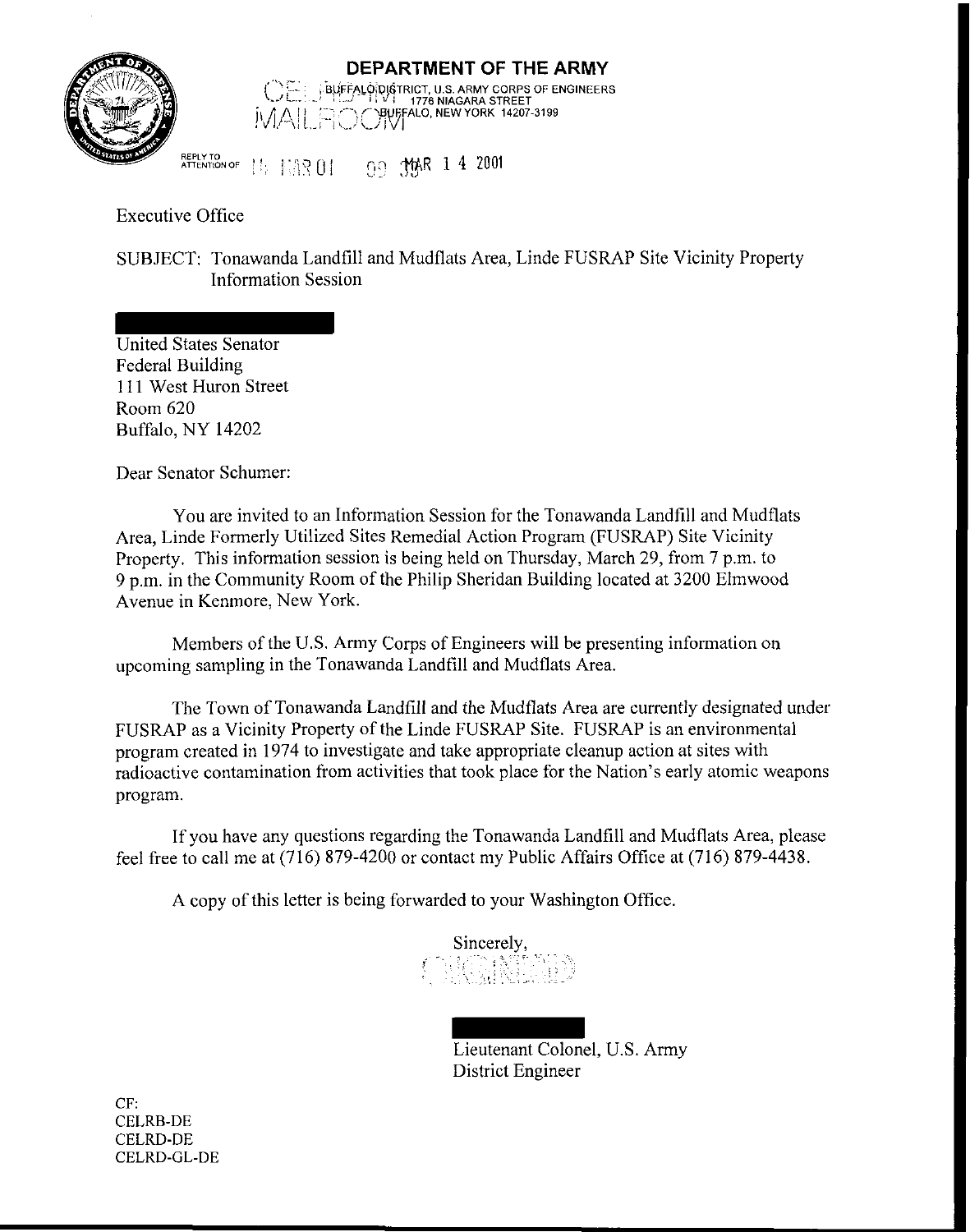# DEPARTMENT OF THE ARMY

BUFFALO DISTRICT, U.S. ARMY CORPS OF ENGINEERS
1776 NIAGARA STREET
BUFFALO, NEW YORK 14207-3199

CELRB-TH MAILROOM

REPLY TO ATTENTION OF 14 MAR 01 09 MAR 14 2001

Executive Office

SUBJECT: Tonawanda Landfill and Mudflats Area, Linde FUSRAP Site Vicinity Property Information Session

United States Senator
Federal Building
111 West Huron Street
Room 620
Buffalo, NY 14202

Dear Senator Schumer:

You are invited to an Information Session for the Tonawanda Landfill and Mudflats Area, Linde Formerly Utilized Sites Remedial Action Program (FUSRAP) Site Vicinity Property. This information session is being held on Thursday, March 29, from 7 p.m. to 9 p.m. in the Community Room of the Philip Sheridan Building located at 3200 Elmwood Avenue in Kenmore, New York.

Members of the U.S. Army Corps of Engineers will be presenting information on upcoming sampling in the Tonawanda Landfill and Mudflats Area.

The Town of Tonawanda Landfill and the Mudflats Area are currently designated under FUSRAP as a Vicinity Property of the Linde FUSRAP Site. FUSRAP is an environmental program created in 1974 to investigate and take appropriate cleanup action at sites with radioactive contamination from activities that took place for the Nation's early atomic weapons program.

If you have any questions regarding the Tonawanda Landfill and Mudflats Area, please feel free to call me at (716) 879-4200 or contact my Public Affairs Office at (716) 879-4438.

A copy of this letter is being forwarded to your Washington Office.

Sincerely,

SIGNED

Lieutenant Colonel, U.S. Army
District Engineer

CF:
CELRB-DE
CELRD-DE
CELRD-GL-DE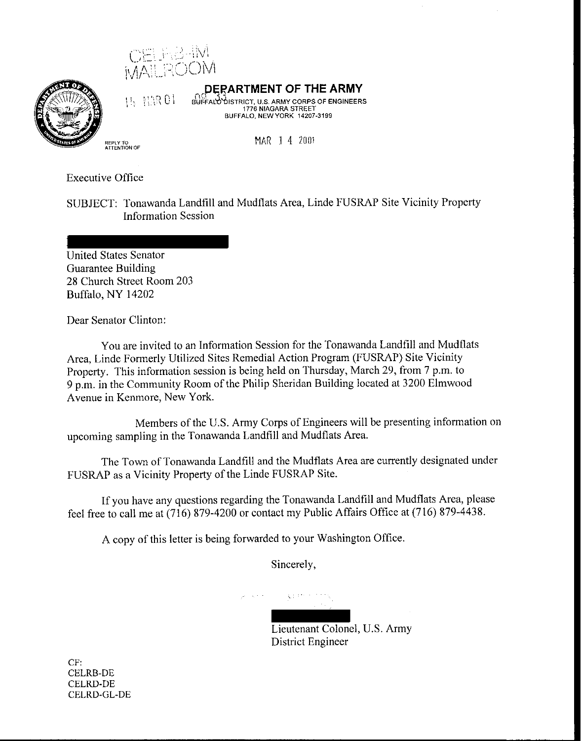CELRB-IM
MAILROOM

15 MAR 01 09 33

**DEPARTMENT OF THE ARMY**
BUFFALO DISTRICT, U.S. ARMY CORPS OF ENGINEERS
1776 NIAGARA STREET
BUFFALO, NEW YORK 14207-3199

REPLY TO
ATTENTION OF

MAR 14 2001

Executive Office

SUBJECT: Tonawanda Landfill and Mudflats Area, Linde FUSRAP Site Vicinity Property Information Session

United States Senator
Guarantee Building
28 Church Street Room 203
Buffalo, NY 14202

Dear Senator Clinton:

You are invited to an Information Session for the Tonawanda Landfill and Mudflats Area, Linde Formerly Utilized Sites Remedial Action Program (FUSRAP) Site Vicinity Property. This information session is being held on Thursday, March 29, from 7 p.m. to 9 p.m. in the Community Room of the Philip Sheridan Building located at 3200 Elmwood Avenue in Kenmore, New York.

Members of the U.S. Army Corps of Engineers will be presenting information on upcoming sampling in the Tonawanda Landfill and Mudflats Area.

The Town of Tonawanda Landfill and the Mudflats Area are currently designated under FUSRAP as a Vicinity Property of the Linde FUSRAP Site.

If you have any questions regarding the Tonawanda Landfill and Mudflats Area, please feel free to call me at (716) 879-4200 or contact my Public Affairs Office at (716) 879-4438.

A copy of this letter is being forwarded to your Washington Office.

Sincerely,

Lieutenant Colonel, U.S. Army
District Engineer

CF:
CELRB-DE
CELRD-DE
CELRD-GL-DE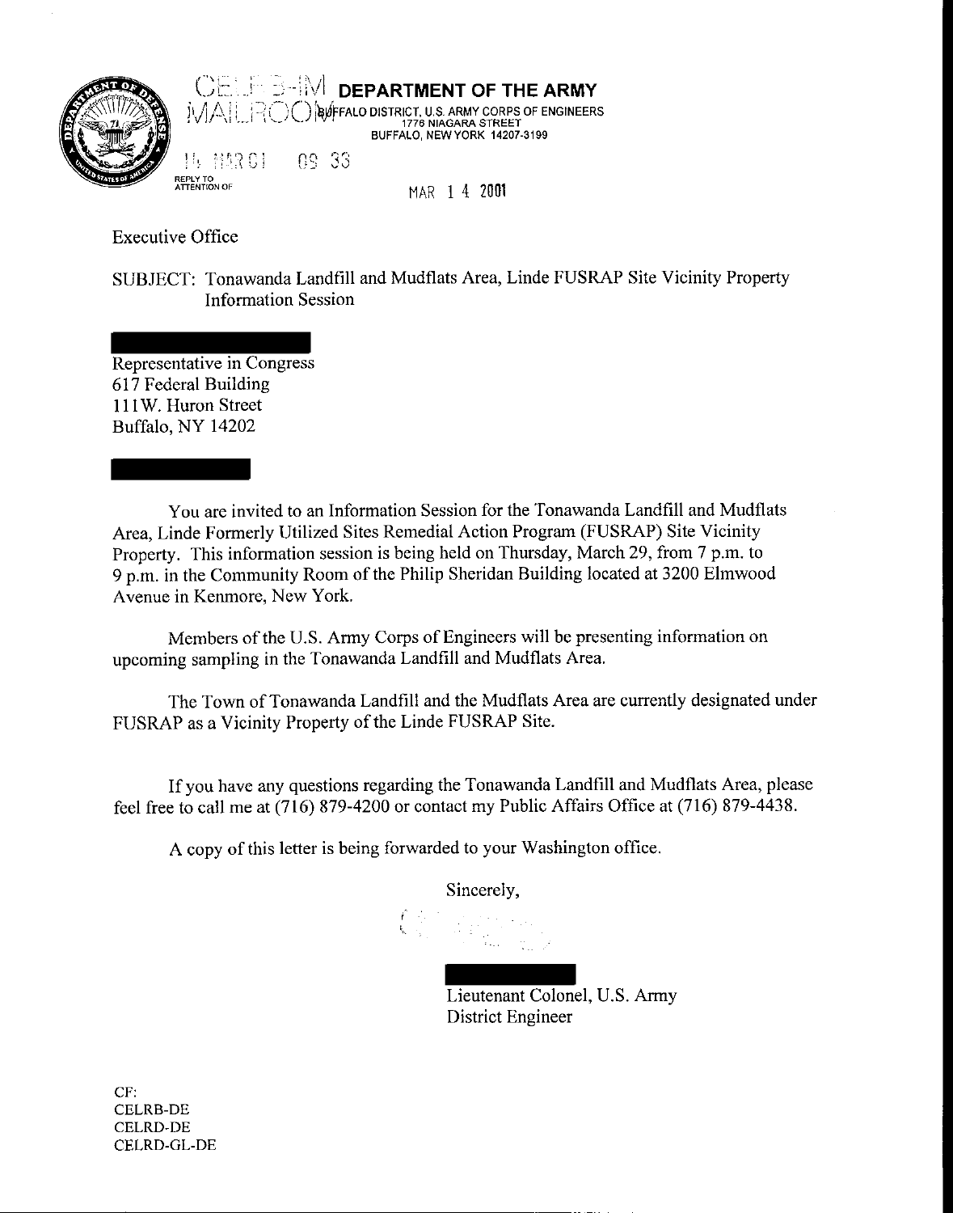CELRB-IM MAILROOM

**DEPARTMENT OF THE ARMY**
BUFFALO DISTRICT, U.S. ARMY CORPS OF ENGINEERS
1776 NIAGARA STREET
BUFFALO, NEW YORK 14207-3199

15 MAR 01 09 33

REPLY TO
ATTENTION OF

MAR 14 2001

Executive Office

SUBJECT: Tonawanda Landfill and Mudflats Area, Linde FUSRAP Site Vicinity Property Information Session

Representative in Congress
617 Federal Building
111W. Huron Street
Buffalo, NY 14202

You are invited to an Information Session for the Tonawanda Landfill and Mudflats Area, Linde Formerly Utilized Sites Remedial Action Program (FUSRAP) Site Vicinity Property. This information session is being held on Thursday, March 29, from 7 p.m. to 9 p.m. in the Community Room of the Philip Sheridan Building located at 3200 Elmwood Avenue in Kenmore, New York.

Members of the U.S. Army Corps of Engineers will be presenting information on upcoming sampling in the Tonawanda Landfill and Mudflats Area.

The Town of Tonawanda Landfill and the Mudflats Area are currently designated under FUSRAP as a Vicinity Property of the Linde FUSRAP Site.

If you have any questions regarding the Tonawanda Landfill and Mudflats Area, please feel free to call me at (716) 879-4200 or contact my Public Affairs Office at (716) 879-4438.

A copy of this letter is being forwarded to your Washington office.

Sincerely,

Lieutenant Colonel, U.S. Army
District Engineer

CF:
CELRB-DE
CELRD-DE
CELRD-GL-DE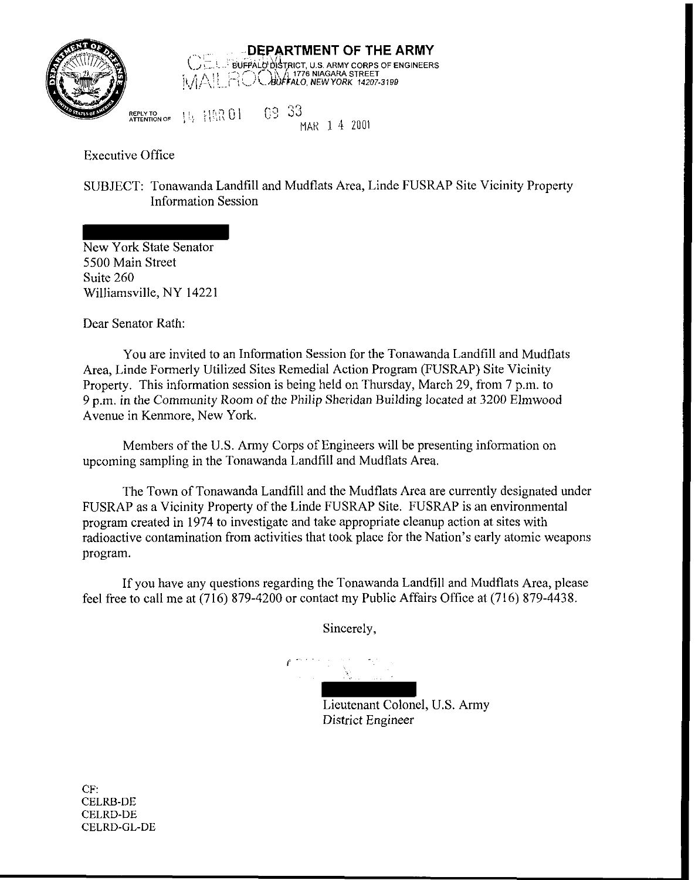**DEPARTMENT OF THE ARMY**
BUFFALO DISTRICT, U.S. ARMY CORPS OF ENGINEERS
1776 NIAGARA STREET
BUFFALO, NEW YORK 14207-3199

REPLY TO ATTENTION OF

14 MAR 01 09 33

MAR 1 4 2001

Executive Office

SUBJECT: Tonawanda Landfill and Mudflats Area, Linde FUSRAP Site Vicinity Property Information Session

New York State Senator
5500 Main Street
Suite 260
Williamsville, NY 14221

Dear Senator Rath:

You are invited to an Information Session for the Tonawanda Landfill and Mudflats Area, Linde Formerly Utilized Sites Remedial Action Program (FUSRAP) Site Vicinity Property. This information session is being held on Thursday, March 29, from 7 p.m. to 9 p.m. in the Community Room of the Philip Sheridan Building located at 3200 Elmwood Avenue in Kenmore, New York.

Members of the U.S. Army Corps of Engineers will be presenting information on upcoming sampling in the Tonawanda Landfill and Mudflats Area.

The Town of Tonawanda Landfill and the Mudflats Area are currently designated under FUSRAP as a Vicinity Property of the Linde FUSRAP Site. FUSRAP is an environmental program created in 1974 to investigate and take appropriate cleanup action at sites with radioactive contamination from activities that took place for the Nation's early atomic weapons program.

If you have any questions regarding the Tonawanda Landfill and Mudflats Area, please feel free to call me at (716) 879-4200 or contact my Public Affairs Office at (716) 879-4438.

Sincerely,

Lieutenant Colonel, U.S. Army
District Engineer

CF:
CELRB-DE
CELRD-DE
CELRD-GL-DE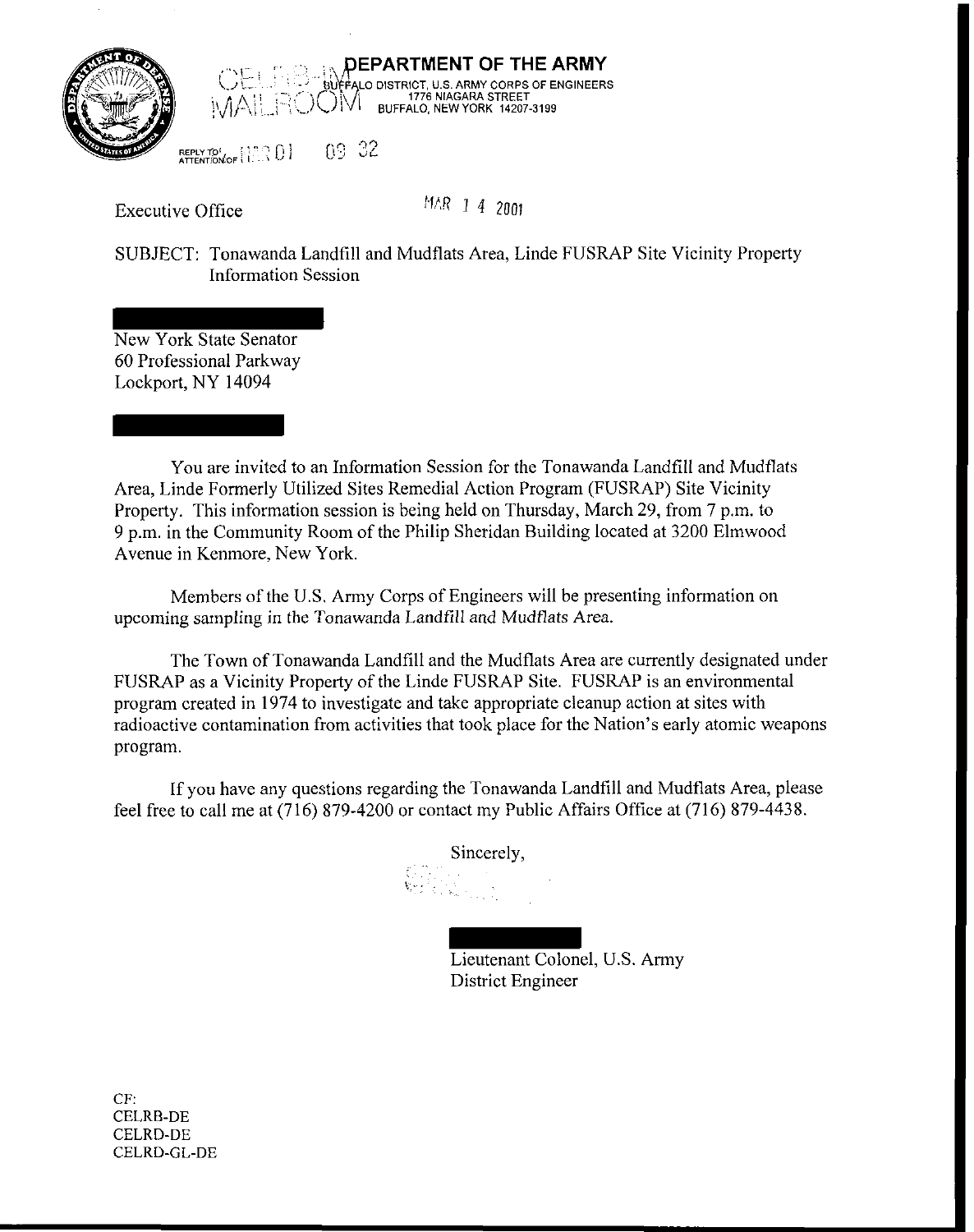**DEPARTMENT OF THE ARMY**
BUFFALO DISTRICT, U.S. ARMY CORPS OF ENGINEERS
1776 NIAGARA STREET
BUFFALO, NEW YORK 14207-3199

CELRB-IM MAILROOM

REPLY TO ATTENTION OF

MAR 01 09 32

Executive Office

MAR 1 4 2001

SUBJECT: Tonawanda Landfill and Mudflats Area, Linde FUSRAP Site Vicinity Property Information Session

New York State Senator
60 Professional Parkway
Lockport, NY 14094

You are invited to an Information Session for the Tonawanda Landfill and Mudflats Area, Linde Formerly Utilized Sites Remedial Action Program (FUSRAP) Site Vicinity Property. This information session is being held on Thursday, March 29, from 7 p.m. to 9 p.m. in the Community Room of the Philip Sheridan Building located at 3200 Elmwood Avenue in Kenmore, New York.

Members of the U.S. Army Corps of Engineers will be presenting information on upcoming sampling in the Tonawanda Landfill and Mudflats Area.

The Town of Tonawanda Landfill and the Mudflats Area are currently designated under FUSRAP as a Vicinity Property of the Linde FUSRAP Site. FUSRAP is an environmental program created in 1974 to investigate and take appropriate cleanup action at sites with radioactive contamination from activities that took place for the Nation's early atomic weapons program.

If you have any questions regarding the Tonawanda Landfill and Mudflats Area, please feel free to call me at (716) 879-4200 or contact my Public Affairs Office at (716) 879-4438.

Sincerely,

Lieutenant Colonel, U.S. Army
District Engineer

CF:
CELRB-DE
CELRD-DE
CELRD-GL-DE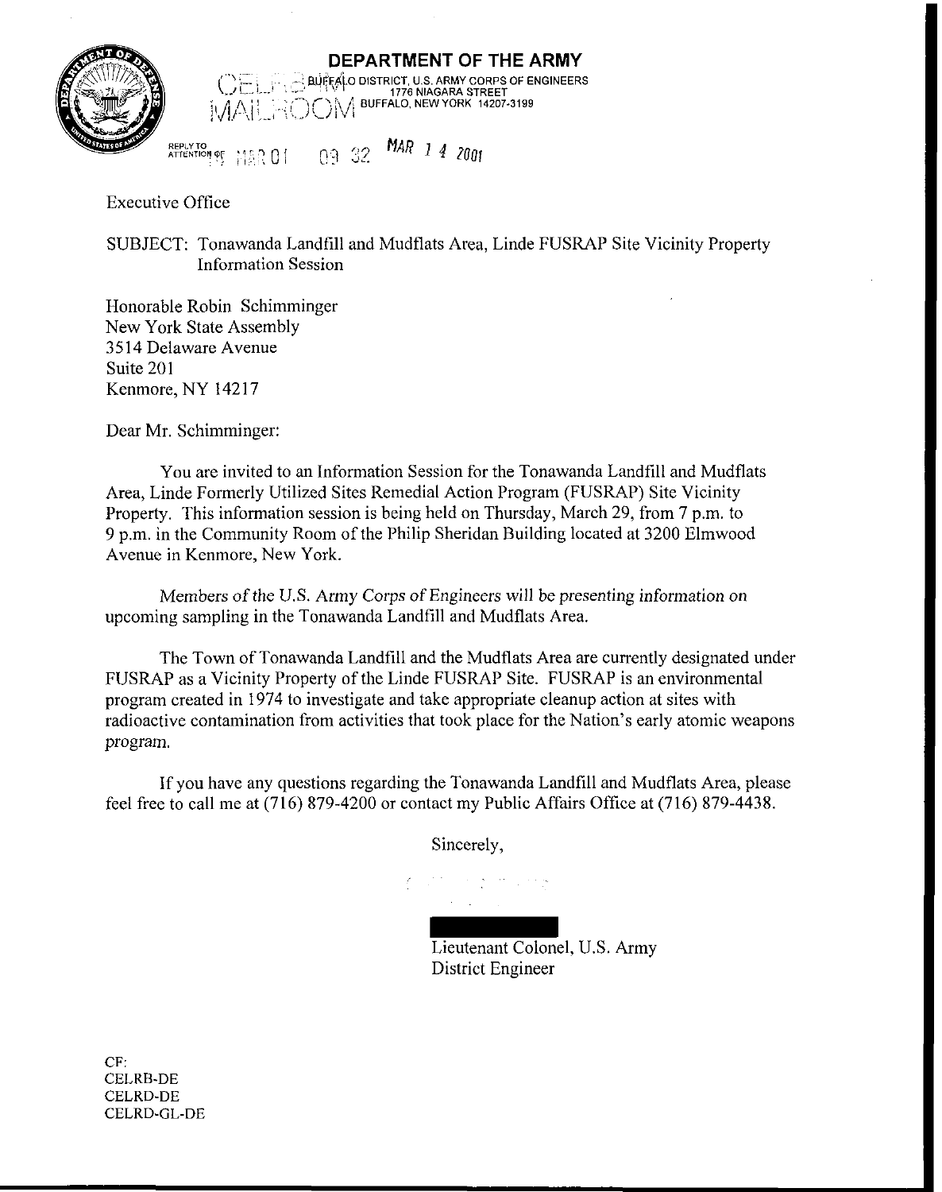# DEPARTMENT OF THE ARMY

BUFFALO DISTRICT, U.S. ARMY CORPS OF ENGINEERS
1776 NIAGARA STREET
BUFFALO, NEW YORK 14207-3199

CELRB MAILROOM

REPLY TO ATTENTION OF 01 MAR 01 09 32 MAR 14 2001

Executive Office

SUBJECT: Tonawanda Landfill and Mudflats Area, Linde FUSRAP Site Vicinity Property Information Session

Honorable Robin Schimminger
New York State Assembly
3514 Delaware Avenue
Suite 201
Kenmore, NY 14217

Dear Mr. Schimminger:

You are invited to an Information Session for the Tonawanda Landfill and Mudflats Area, Linde Formerly Utilized Sites Remedial Action Program (FUSRAP) Site Vicinity Property. This information session is being held on Thursday, March 29, from 7 p.m. to 9 p.m. in the Community Room of the Philip Sheridan Building located at 3200 Elmwood Avenue in Kenmore, New York.

Members of the U.S. Army Corps of Engineers will be presenting information on upcoming sampling in the Tonawanda Landfill and Mudflats Area.

The Town of Tonawanda Landfill and the Mudflats Area are currently designated under FUSRAP as a Vicinity Property of the Linde FUSRAP Site. FUSRAP is an environmental program created in 1974 to investigate and take appropriate cleanup action at sites with radioactive contamination from activities that took place for the Nation's early atomic weapons program.

If you have any questions regarding the Tonawanda Landfill and Mudflats Area, please feel free to call me at (716) 879-4200 or contact my Public Affairs Office at (716) 879-4438.

Sincerely,

Lieutenant Colonel, U.S. Army
District Engineer

CF:
CELRB-DE
CELRD-DE
CELRD-GL-DE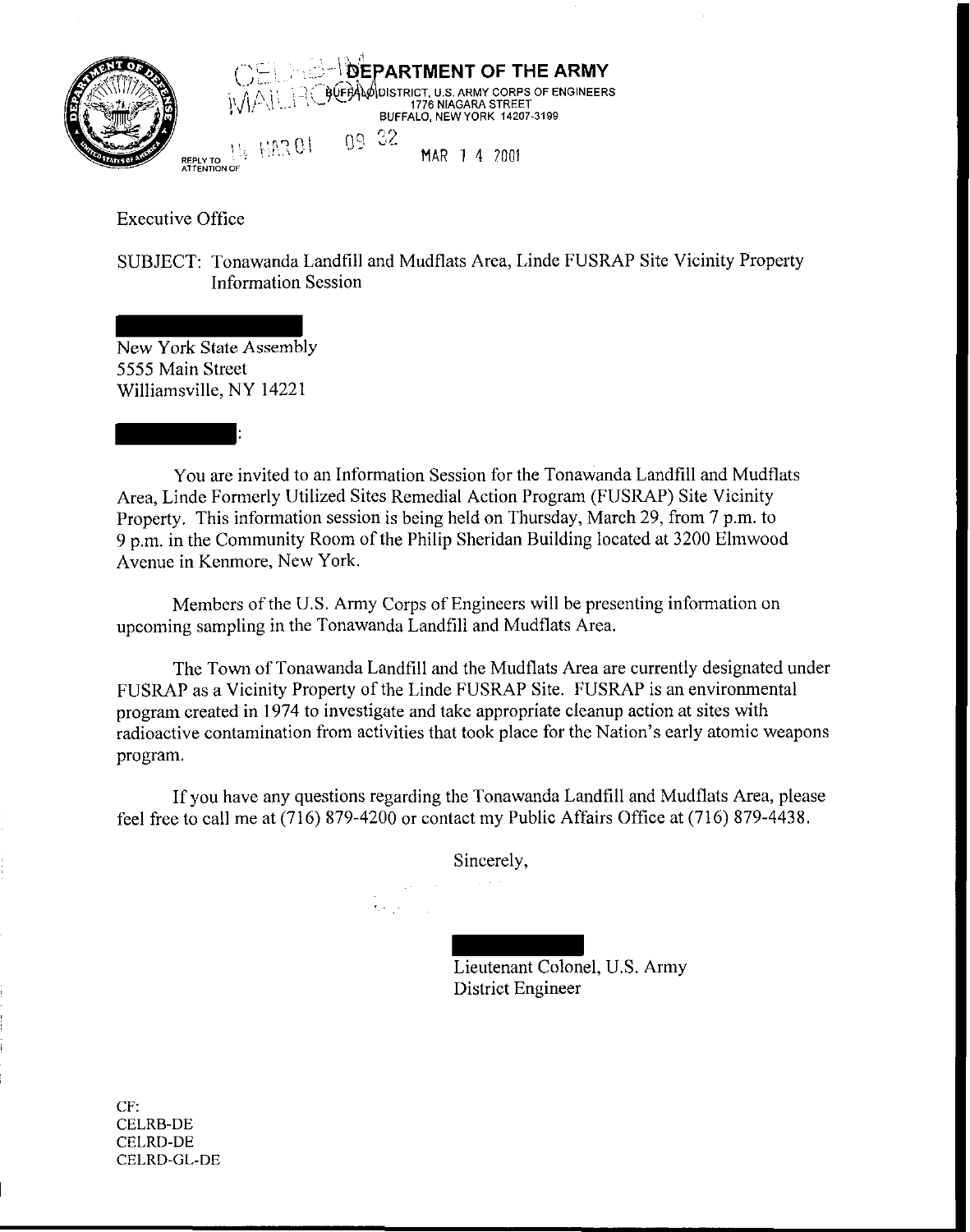**DEPARTMENT OF THE ARMY**
BUFFALO DISTRICT, U.S. ARMY CORPS OF ENGINEERS
1776 NIAGARA STREET
BUFFALO, NEW YORK 14207-3199

REPLY TO ATTENTION OF

MAR 14 2001

Executive Office

SUBJECT: Tonawanda Landfill and Mudflats Area, Linde FUSRAP Site Vicinity Property Information Session

New York State Assembly
5555 Main Street
Williamsville, NY 14221

:

You are invited to an Information Session for the Tonawanda Landfill and Mudflats Area, Linde Formerly Utilized Sites Remedial Action Program (FUSRAP) Site Vicinity Property. This information session is being held on Thursday, March 29, from 7 p.m. to 9 p.m. in the Community Room of the Philip Sheridan Building located at 3200 Elmwood Avenue in Kenmore, New York.

Members of the U.S. Army Corps of Engineers will be presenting information on upcoming sampling in the Tonawanda Landfill and Mudflats Area.

The Town of Tonawanda Landfill and the Mudflats Area are currently designated under FUSRAP as a Vicinity Property of the Linde FUSRAP Site. FUSRAP is an environmental program created in 1974 to investigate and take appropriate cleanup action at sites with radioactive contamination from activities that took place for the Nation's early atomic weapons program.

If you have any questions regarding the Tonawanda Landfill and Mudflats Area, please feel free to call me at (716) 879-4200 or contact my Public Affairs Office at (716) 879-4438.

Sincerely,

Lieutenant Colonel, U.S. Army
District Engineer

CF:
CELRB-DE
CELRD-DE
CELRD-GL-DE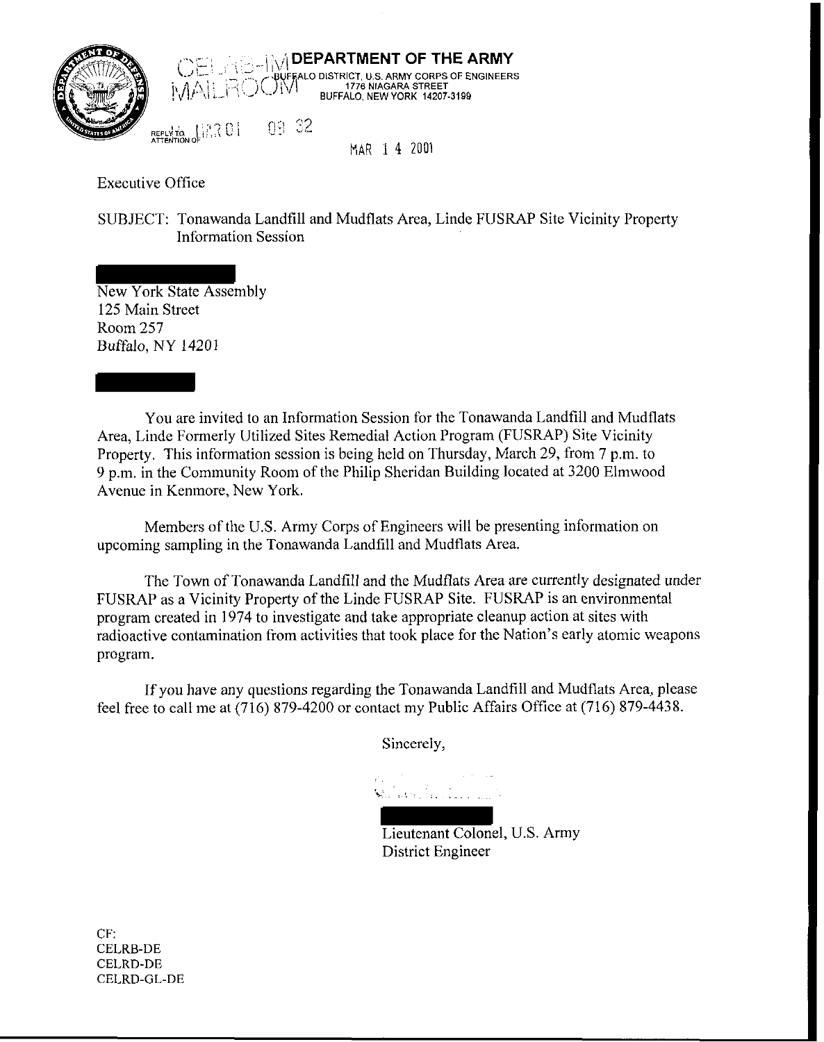**DEPARTMENT OF THE ARMY**
BUFFALO DISTRICT, U.S. ARMY CORPS OF ENGINEERS
1776 NIAGARA STREET
BUFFALO, NEW YORK 14207-3199

CELRB-IM MAILROOM MAR 01 09 32

REPLY TO ATTENTION OF

MAR 14 2001

Executive Office

SUBJECT: Tonawanda Landfill and Mudflats Area, Linde FUSRAP Site Vicinity Property Information Session

New York State Assembly
125 Main Street
Room 257
Buffalo, NY 14201

You are invited to an Information Session for the Tonawanda Landfill and Mudflats Area, Linde Formerly Utilized Sites Remedial Action Program (FUSRAP) Site Vicinity Property. This information session is being held on Thursday, March 29, from 7 p.m. to 9 p.m. in the Community Room of the Philip Sheridan Building located at 3200 Elmwood Avenue in Kenmore, New York.

Members of the U.S. Army Corps of Engineers will be presenting information on upcoming sampling in the Tonawanda Landfill and Mudflats Area.

The Town of Tonawanda Landfill and the Mudflats Area are currently designated under FUSRAP as a Vicinity Property of the Linde FUSRAP Site. FUSRAP is an environmental program created in 1974 to investigate and take appropriate cleanup action at sites with radioactive contamination from activities that took place for the Nation's early atomic weapons program.

If you have any questions regarding the Tonawanda Landfill and Mudflats Area, please feel free to call me at (716) 879-4200 or contact my Public Affairs Office at (716) 879-4438.

Sincerely,

Lieutenant Colonel, U.S. Army
District Engineer

CF:
CELRB-DE
CELRD-DE
CELRD-GL-DE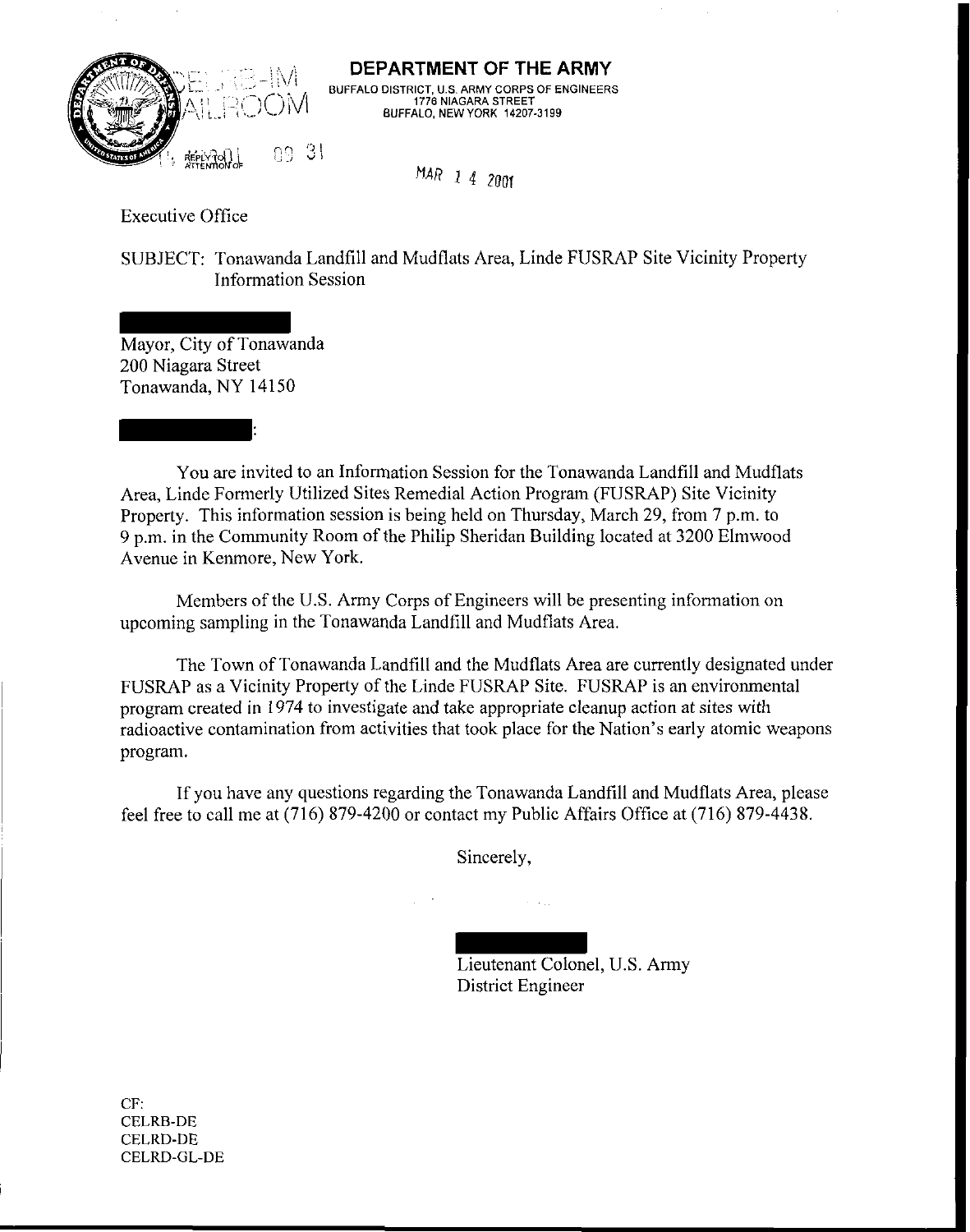**DEPARTMENT OF THE ARMY**

BUFFALO DISTRICT, U.S. ARMY CORPS OF ENGINEERS
1776 NIAGARA STREET
BUFFALO, NEW YORK 14207-3199

CELRB-IM
MAILROOM

REPLY TO ATTENTION OF

MAR 14 2001

Executive Office

SUBJECT: Tonawanda Landfill and Mudflats Area, Linde FUSRAP Site Vicinity Property Information Session

Mayor, City of Tonawanda
200 Niagara Street
Tonawanda, NY 14150

:

You are invited to an Information Session for the Tonawanda Landfill and Mudflats Area, Linde Formerly Utilized Sites Remedial Action Program (FUSRAP) Site Vicinity Property. This information session is being held on Thursday, March 29, from 7 p.m. to 9 p.m. in the Community Room of the Philip Sheridan Building located at 3200 Elmwood Avenue in Kenmore, New York.

Members of the U.S. Army Corps of Engineers will be presenting information on upcoming sampling in the Tonawanda Landfill and Mudflats Area.

The Town of Tonawanda Landfill and the Mudflats Area are currently designated under FUSRAP as a Vicinity Property of the Linde FUSRAP Site. FUSRAP is an environmental program created in 1974 to investigate and take appropriate cleanup action at sites with radioactive contamination from activities that took place for the Nation's early atomic weapons program.

If you have any questions regarding the Tonawanda Landfill and Mudflats Area, please feel free to call me at (716) 879-4200 or contact my Public Affairs Office at (716) 879-4438.

Sincerely,

Lieutenant Colonel, U.S. Army
District Engineer

CF:
CELRB-DE
CELRD-DE
CELRD-GL-DE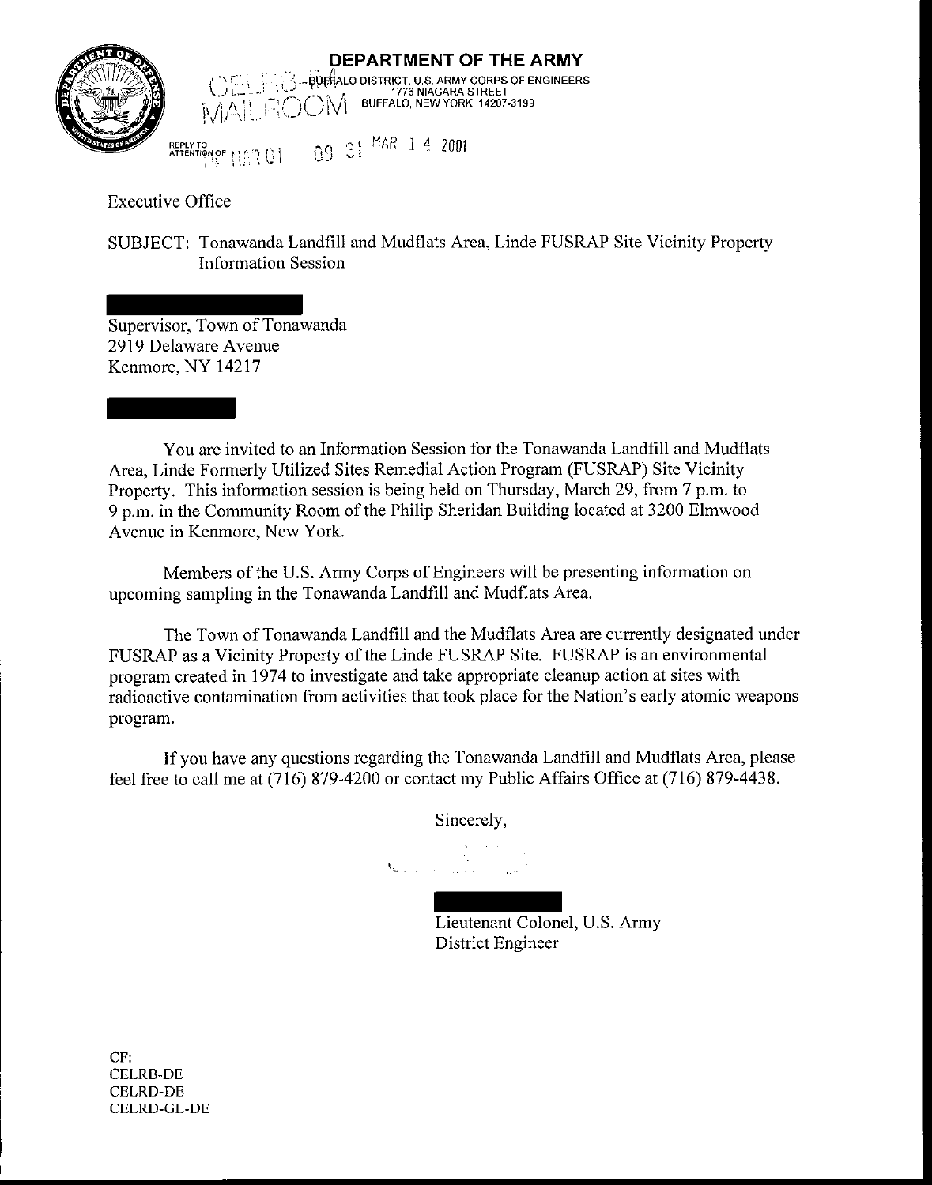# DEPARTMENT OF THE ARMY

BUFFALO DISTRICT, U.S. ARMY CORPS OF ENGINEERS
1776 NIAGARA STREET
BUFFALO, NEW YORK 14207-3199

CELRB-MAILROOM

REPLY TO ATTENTION OF

01 MAR 01 09 31 MAR 14 2001

Executive Office

SUBJECT: Tonawanda Landfill and Mudflats Area, Linde FUSRAP Site Vicinity Property Information Session

Supervisor, Town of Tonawanda
2919 Delaware Avenue
Kenmore, NY 14217

You are invited to an Information Session for the Tonawanda Landfill and Mudflats Area, Linde Formerly Utilized Sites Remedial Action Program (FUSRAP) Site Vicinity Property. This information session is being held on Thursday, March 29, from 7 p.m. to 9 p.m. in the Community Room of the Philip Sheridan Building located at 3200 Elmwood Avenue in Kenmore, New York.

Members of the U.S. Army Corps of Engineers will be presenting information on upcoming sampling in the Tonawanda Landfill and Mudflats Area.

The Town of Tonawanda Landfill and the Mudflats Area are currently designated under FUSRAP as a Vicinity Property of the Linde FUSRAP Site. FUSRAP is an environmental program created in 1974 to investigate and take appropriate cleanup action at sites with radioactive contamination from activities that took place for the Nation's early atomic weapons program.

If you have any questions regarding the Tonawanda Landfill and Mudflats Area, please feel free to call me at (716) 879-4200 or contact my Public Affairs Office at (716) 879-4438.

Sincerely,

Lieutenant Colonel, U.S. Army
District Engineer

CF:
CELRB-DE
CELRD-DE
CELRD-GL-DE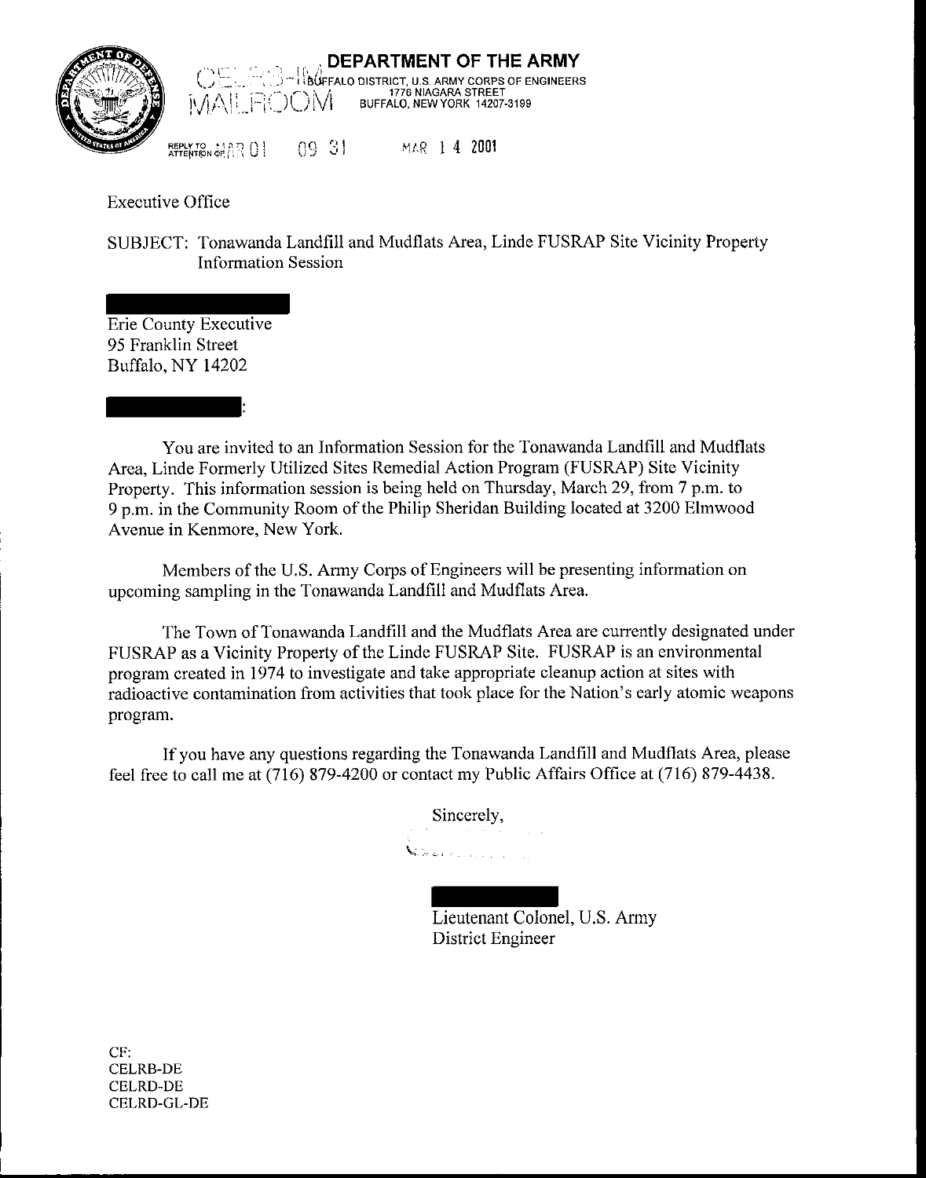# DEPARTMENT OF THE ARMY

BUFFALO DISTRICT, U.S. ARMY CORPS OF ENGINEERS
1776 NIAGARA STREET
BUFFALO, NEW YORK 14207-3199

CELRB-IM MAILROOM MAR 01 09 31

REPLY TO ATTENTION OF:

MAR 14 2001

Executive Office

SUBJECT: Tonawanda Landfill and Mudflats Area, Linde FUSRAP Site Vicinity Property Information Session

Erie County Executive
95 Franklin Street
Buffalo, NY 14202

:

You are invited to an Information Session for the Tonawanda Landfill and Mudflats Area, Linde Formerly Utilized Sites Remedial Action Program (FUSRAP) Site Vicinity Property. This information session is being held on Thursday, March 29, from 7 p.m. to 9 p.m. in the Community Room of the Philip Sheridan Building located at 3200 Elmwood Avenue in Kenmore, New York.

Members of the U.S. Army Corps of Engineers will be presenting information on upcoming sampling in the Tonawanda Landfill and Mudflats Area.

The Town of Tonawanda Landfill and the Mudflats Area are currently designated under FUSRAP as a Vicinity Property of the Linde FUSRAP Site. FUSRAP is an environmental program created in 1974 to investigate and take appropriate cleanup action at sites with radioactive contamination from activities that took place for the Nation's early atomic weapons program.

If you have any questions regarding the Tonawanda Landfill and Mudflats Area, please feel free to call me at (716) 879-4200 or contact my Public Affairs Office at (716) 879-4438.

Sincerely,

Lieutenant Colonel, U.S. Army
District Engineer

CF:
CELRB-DE
CELRD-DE
CELRD-GL-DE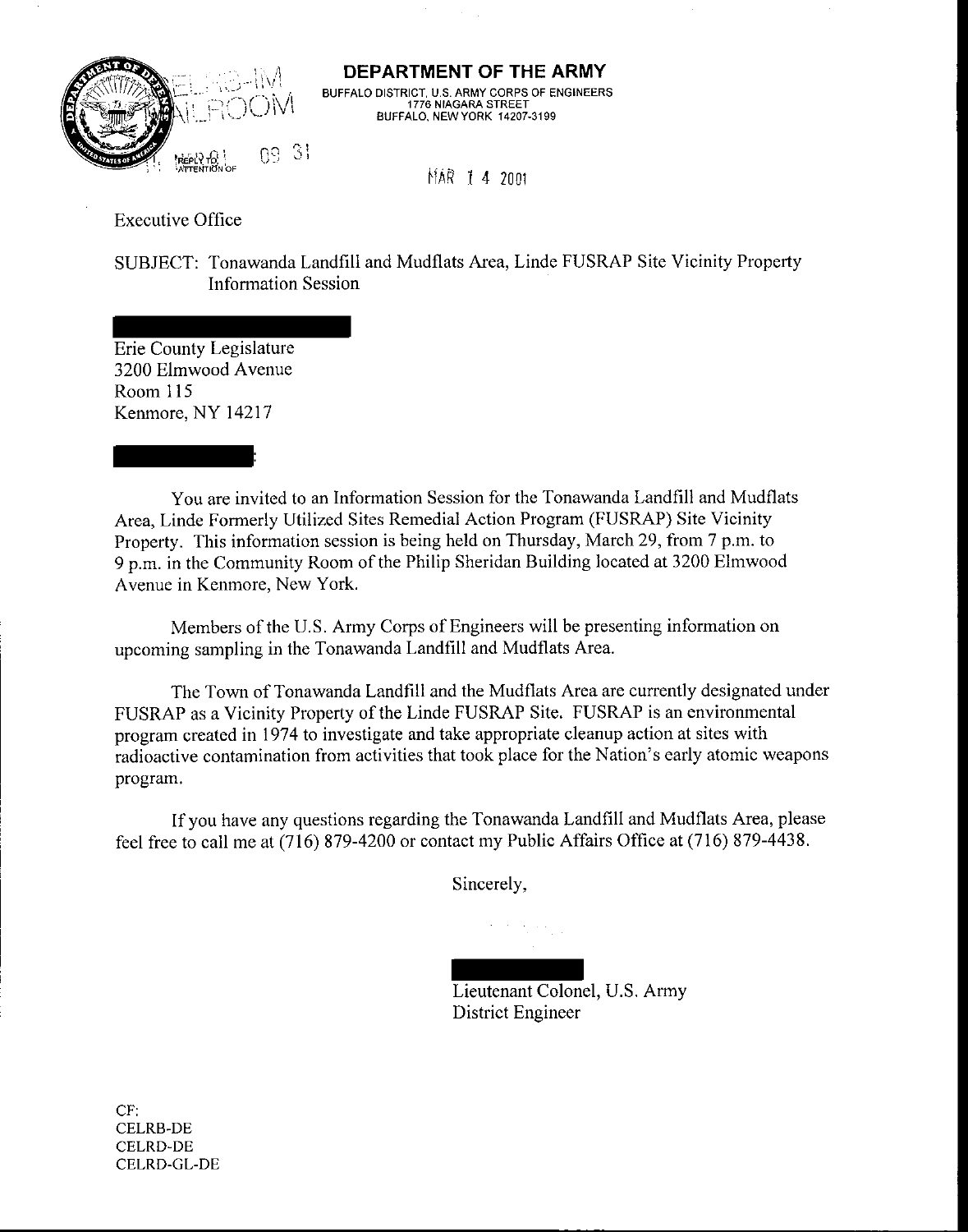**DEPARTMENT OF THE ARMY**
BUFFALO DISTRICT, U.S. ARMY CORPS OF ENGINEERS
1776 NIAGARA STREET
BUFFALO, NEW YORK 14207-3199

CELRB-IM
MAILROOM

REPLY TO ATTENTION OF

MAR 14 2001

Executive Office

SUBJECT: Tonawanda Landfill and Mudflats Area, Linde FUSRAP Site Vicinity Property Information Session

Erie County Legislature
3200 Elmwood Avenue
Room 115
Kenmore, NY 14217

:

You are invited to an Information Session for the Tonawanda Landfill and Mudflats Area, Linde Formerly Utilized Sites Remedial Action Program (FUSRAP) Site Vicinity Property. This information session is being held on Thursday, March 29, from 7 p.m. to 9 p.m. in the Community Room of the Philip Sheridan Building located at 3200 Elmwood Avenue in Kenmore, New York.

Members of the U.S. Army Corps of Engineers will be presenting information on upcoming sampling in the Tonawanda Landfill and Mudflats Area.

The Town of Tonawanda Landfill and the Mudflats Area are currently designated under FUSRAP as a Vicinity Property of the Linde FUSRAP Site. FUSRAP is an environmental program created in 1974 to investigate and take appropriate cleanup action at sites with radioactive contamination from activities that took place for the Nation's early atomic weapons program.

If you have any questions regarding the Tonawanda Landfill and Mudflats Area, please feel free to call me at (716) 879-4200 or contact my Public Affairs Office at (716) 879-4438.

Sincerely,

Lieutenant Colonel, U.S. Army
District Engineer

CF:
CELRB-DE
CELRD-DE
CELRD-GL-DE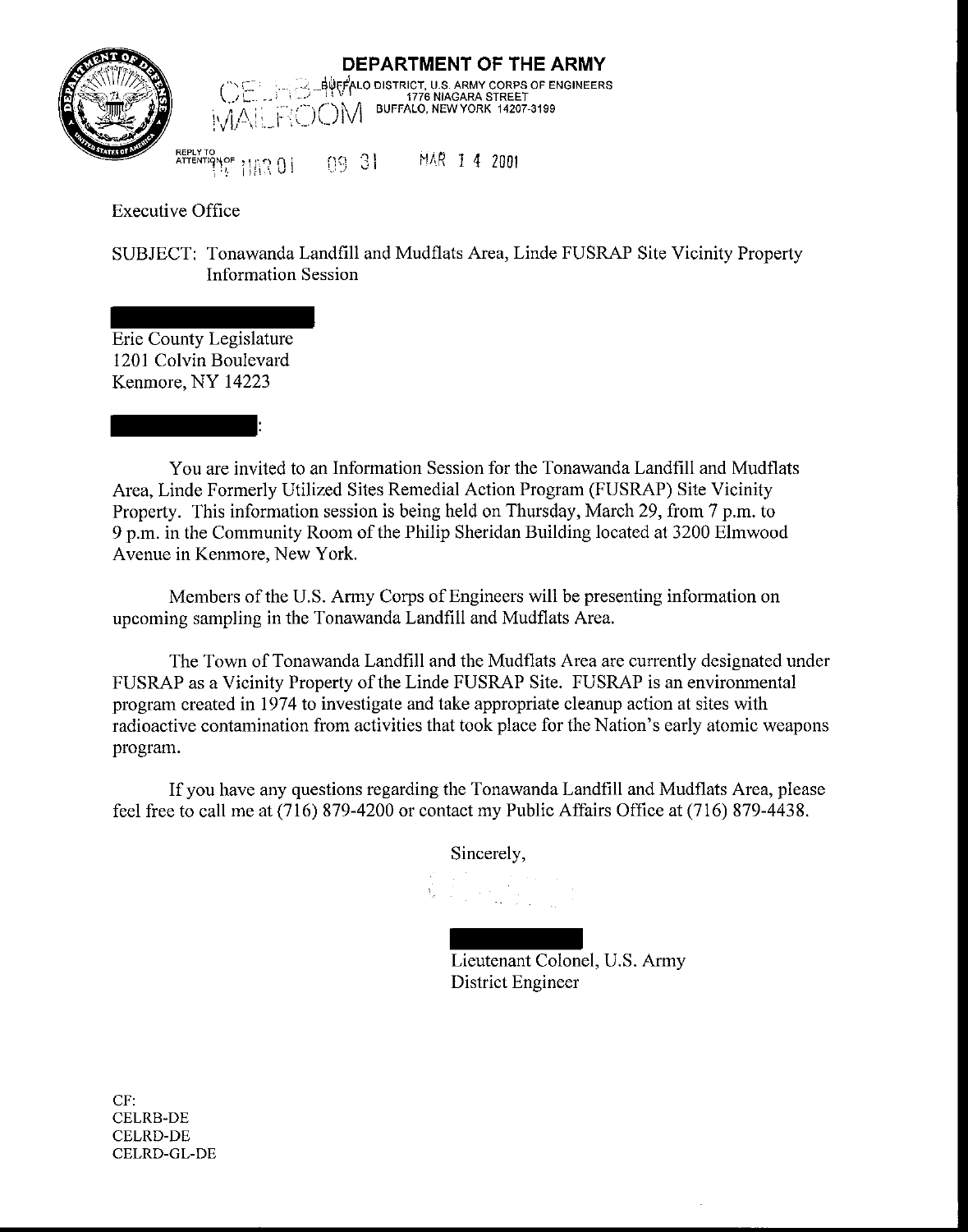**DEPARTMENT OF THE ARMY**
BUFFALO DISTRICT, U.S. ARMY CORPS OF ENGINEERS
1776 NIAGARA STREET
BUFFALO, NEW YORK 14207-3199

CELRB-IM
MAILROOM

REPLY TO ATTENTION OF 14 MAR 01 09 31 MAR 14 2001

Executive Office

SUBJECT: Tonawanda Landfill and Mudflats Area, Linde FUSRAP Site Vicinity Property Information Session

Erie County Legislature
1201 Colvin Boulevard
Kenmore, NY 14223

:

You are invited to an Information Session for the Tonawanda Landfill and Mudflats Area, Linde Formerly Utilized Sites Remedial Action Program (FUSRAP) Site Vicinity Property. This information session is being held on Thursday, March 29, from 7 p.m. to 9 p.m. in the Community Room of the Philip Sheridan Building located at 3200 Elmwood Avenue in Kenmore, New York.

Members of the U.S. Army Corps of Engineers will be presenting information on upcoming sampling in the Tonawanda Landfill and Mudflats Area.

The Town of Tonawanda Landfill and the Mudflats Area are currently designated under FUSRAP as a Vicinity Property of the Linde FUSRAP Site. FUSRAP is an environmental program created in 1974 to investigate and take appropriate cleanup action at sites with radioactive contamination from activities that took place for the Nation's early atomic weapons program.

If you have any questions regarding the Tonawanda Landfill and Mudflats Area, please feel free to call me at (716) 879-4200 or contact my Public Affairs Office at (716) 879-4438.

Sincerely,

Lieutenant Colonel, U.S. Army
District Engineer

CF:
CELRB-DE
CELRD-DE
CELRD-GL-DE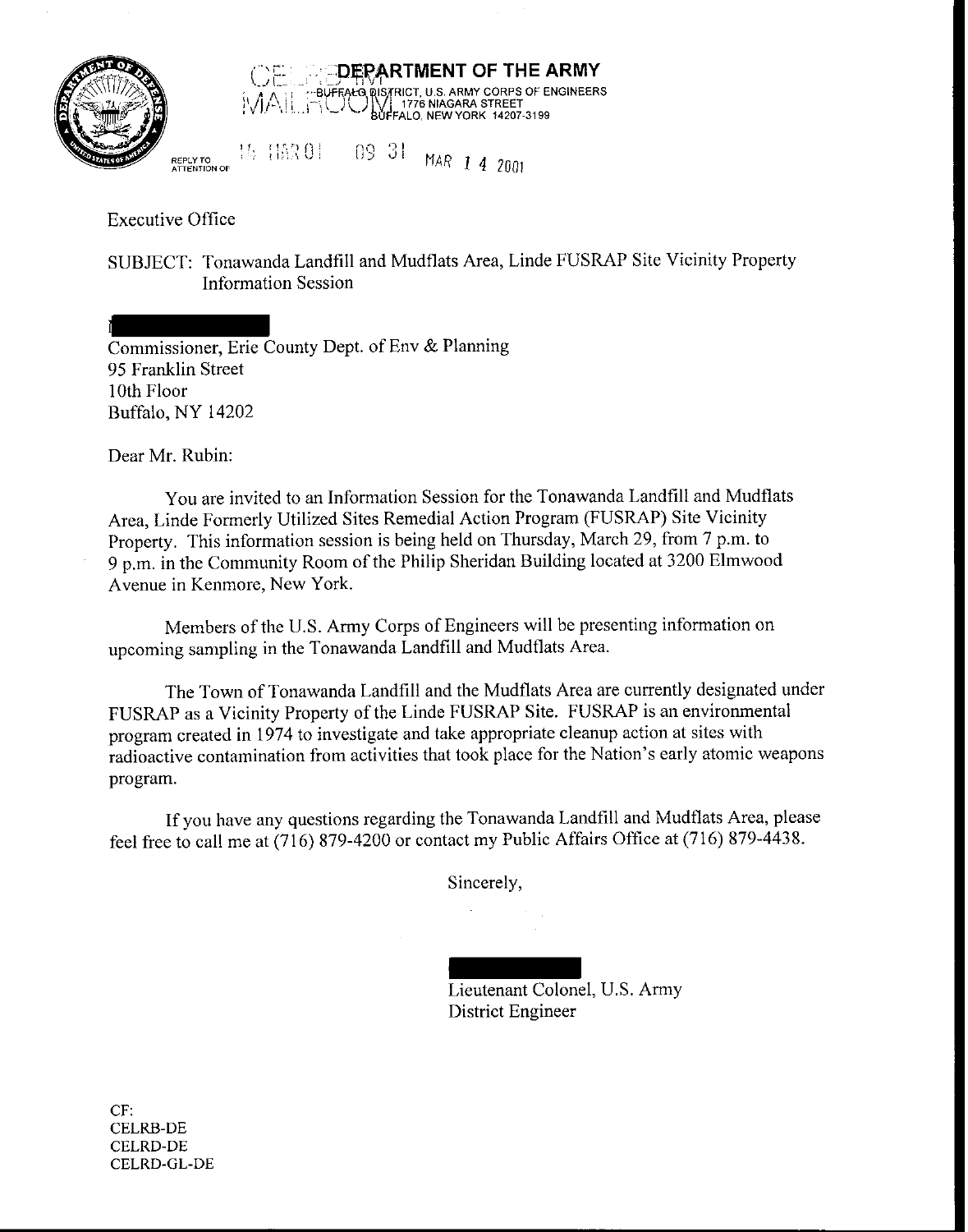**DEPARTMENT OF THE ARMY**
BUFFALO DISTRICT, U.S. ARMY CORPS OF ENGINEERS
1776 NIAGARA STREET
BUFFALO, NEW YORK 14207-3199

CELRB MAILROOM 16 MAR 01 09 31

REPLY TO ATTENTION OF

MAR 14 2001

Executive Office

SUBJECT: Tonawanda Landfill and Mudflats Area, Linde FUSRAP Site Vicinity Property Information Session

Commissioner, Erie County Dept. of Env & Planning
95 Franklin Street
10th Floor
Buffalo, NY 14202

Dear Mr. Rubin:

You are invited to an Information Session for the Tonawanda Landfill and Mudflats Area, Linde Formerly Utilized Sites Remedial Action Program (FUSRAP) Site Vicinity Property. This information session is being held on Thursday, March 29, from 7 p.m. to 9 p.m. in the Community Room of the Philip Sheridan Building located at 3200 Elmwood Avenue in Kenmore, New York.

Members of the U.S. Army Corps of Engineers will be presenting information on upcoming sampling in the Tonawanda Landfill and Mudflats Area.

The Town of Tonawanda Landfill and the Mudflats Area are currently designated under FUSRAP as a Vicinity Property of the Linde FUSRAP Site. FUSRAP is an environmental program created in 1974 to investigate and take appropriate cleanup action at sites with radioactive contamination from activities that took place for the Nation's early atomic weapons program.

If you have any questions regarding the Tonawanda Landfill and Mudflats Area, please feel free to call me at (716) 879-4200 or contact my Public Affairs Office at (716) 879-4438.

Sincerely,

Lieutenant Colonel, U.S. Army
District Engineer

CF:
CELRB-DE
CELRD-DE
CELRD-GL-DE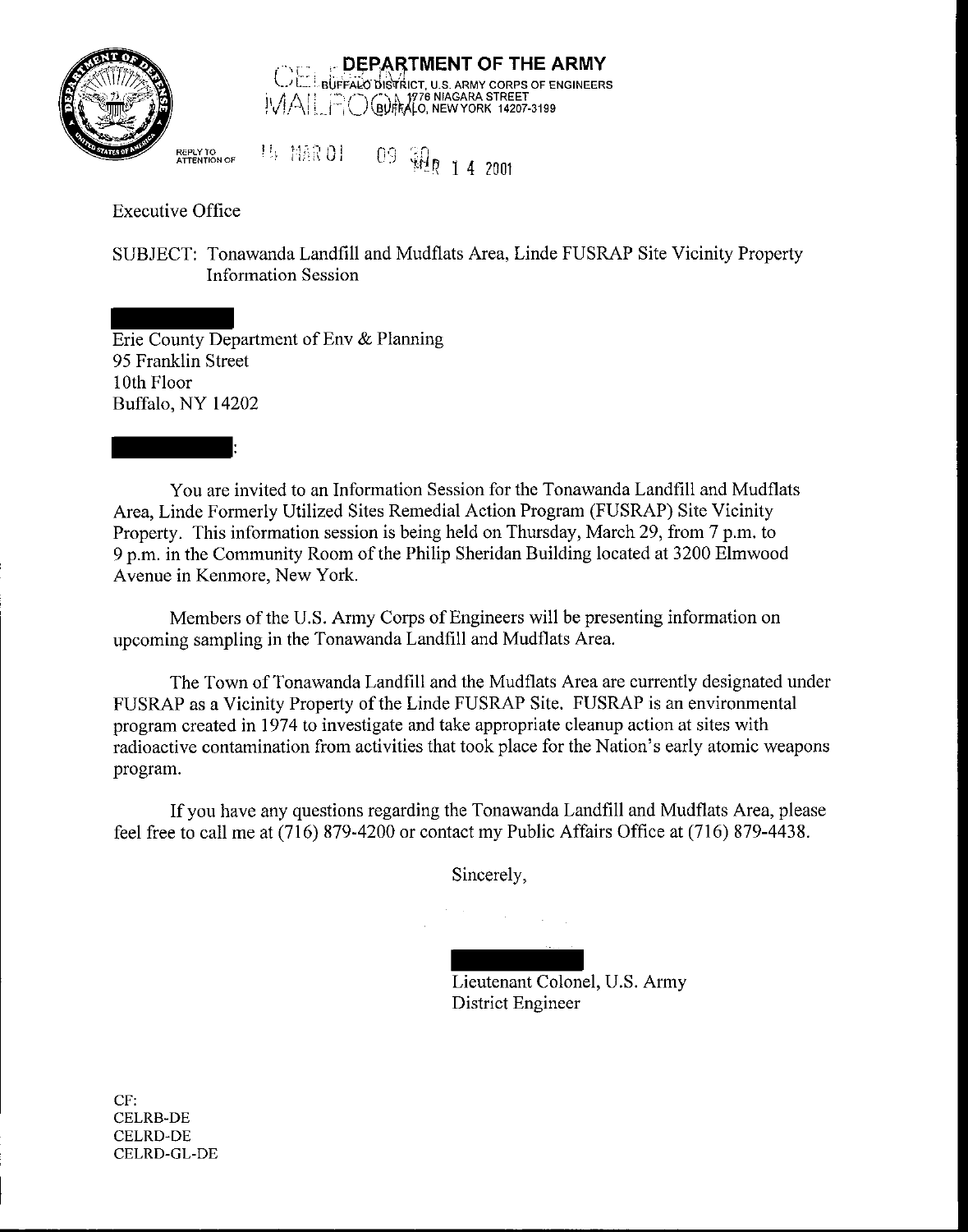**DEPARTMENT OF THE ARMY**
BUFFALO DISTRICT, U.S. ARMY CORPS OF ENGINEERS
1776 NIAGARA STREET
BUFFALO, NEW YORK 14207-3199

CELRB MAIL ROOM

REPLY TO ATTENTION OF

14 MAR 01 09 30

MAR 14 2001

Executive Office

SUBJECT: Tonawanda Landfill and Mudflats Area, Linde FUSRAP Site Vicinity Property Information Session

Erie County Department of Env & Planning
95 Franklin Street
10th Floor
Buffalo, NY 14202

:

You are invited to an Information Session for the Tonawanda Landfill and Mudflats Area, Linde Formerly Utilized Sites Remedial Action Program (FUSRAP) Site Vicinity Property. This information session is being held on Thursday, March 29, from 7 p.m. to 9 p.m. in the Community Room of the Philip Sheridan Building located at 3200 Elmwood Avenue in Kenmore, New York.

Members of the U.S. Army Corps of Engineers will be presenting information on upcoming sampling in the Tonawanda Landfill and Mudflats Area.

The Town of Tonawanda Landfill and the Mudflats Area are currently designated under FUSRAP as a Vicinity Property of the Linde FUSRAP Site. FUSRAP is an environmental program created in 1974 to investigate and take appropriate cleanup action at sites with radioactive contamination from activities that took place for the Nation's early atomic weapons program.

If you have any questions regarding the Tonawanda Landfill and Mudflats Area, please feel free to call me at (716) 879-4200 or contact my Public Affairs Office at (716) 879-4438.

Sincerely,

Lieutenant Colonel, U.S. Army
District Engineer

CF:
CELRB-DE
CELRD-DE
CELRD-GL-DE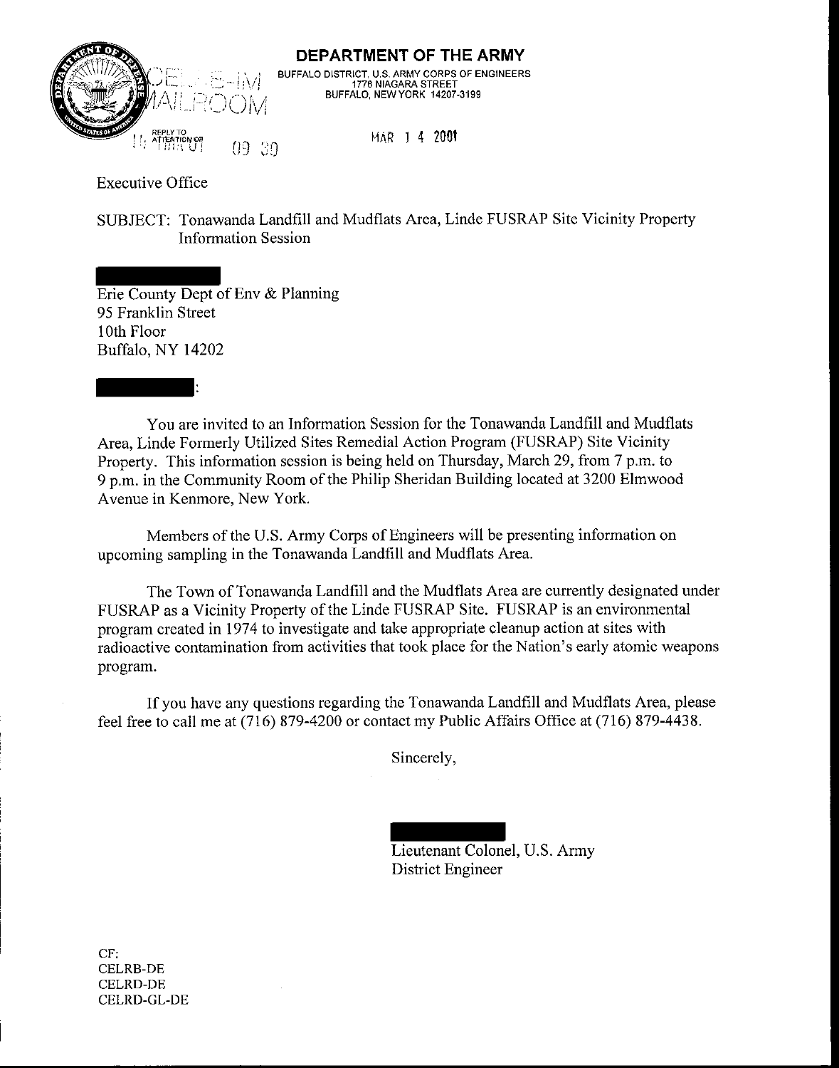# DEPARTMENT OF THE ARMY

BUFFALO DISTRICT, U.S. ARMY CORPS OF ENGINEERS
1776 NIAGARA STREET
BUFFALO, NEW YORK 14207-3199

CELRB-IM MAILROOM

REPLY TO ATTENTION OF

MAR 14 2001

Executive Office

SUBJECT: Tonawanda Landfill and Mudflats Area, Linde FUSRAP Site Vicinity Property Information Session

Erie County Dept of Env & Planning
95 Franklin Street
10th Floor
Buffalo, NY 14202

:

You are invited to an Information Session for the Tonawanda Landfill and Mudflats Area, Linde Formerly Utilized Sites Remedial Action Program (FUSRAP) Site Vicinity Property. This information session is being held on Thursday, March 29, from 7 p.m. to 9 p.m. in the Community Room of the Philip Sheridan Building located at 3200 Elmwood Avenue in Kenmore, New York.

Members of the U.S. Army Corps of Engineers will be presenting information on upcoming sampling in the Tonawanda Landfill and Mudflats Area.

The Town of Tonawanda Landfill and the Mudflats Area are currently designated under FUSRAP as a Vicinity Property of the Linde FUSRAP Site. FUSRAP is an environmental program created in 1974 to investigate and take appropriate cleanup action at sites with radioactive contamination from activities that took place for the Nation's early atomic weapons program.

If you have any questions regarding the Tonawanda Landfill and Mudflats Area, please feel free to call me at (716) 879-4200 or contact my Public Affairs Office at (716) 879-4438.

Sincerely,

Lieutenant Colonel, U.S. Army
District Engineer

CF:
CELRB-DE
CELRD-DE
CELRD-GL-DE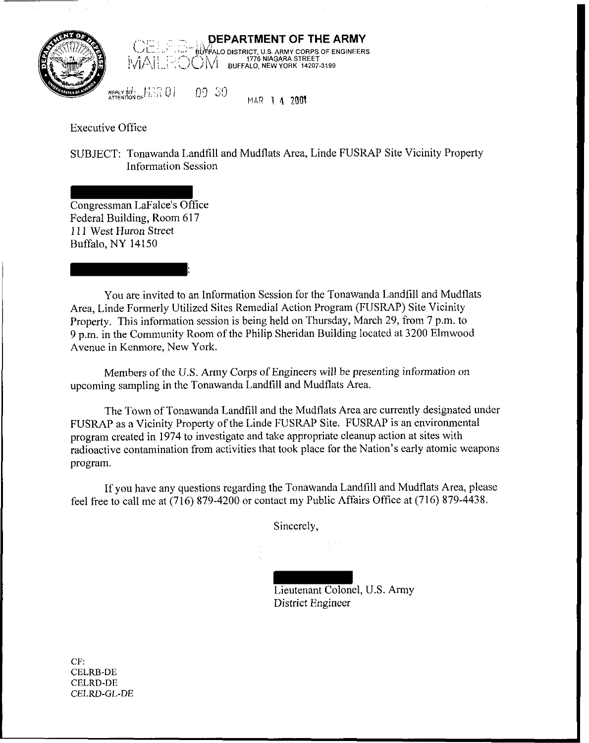# DEPARTMENT OF THE ARMY

BUFFALO DISTRICT, U.S. ARMY CORPS OF ENGINEERS
1776 NIAGARA STREET
BUFFALO, NEW YORK 14207-3199

CELRB-IM MAILROOM

REPLY TO ATTENTION OF: 14 MAR 01 09 30

MAR 14 2001

Executive Office

SUBJECT: Tonawanda Landfill and Mudflats Area, Linde FUSRAP Site Vicinity Property Information Session

Congressman LaFalce's Office
Federal Building, Room 617
111 West Huron Street
Buffalo, NY 14150

:

You are invited to an Information Session for the Tonawanda Landfill and Mudflats Area, Linde Formerly Utilized Sites Remedial Action Program (FUSRAP) Site Vicinity Property. This information session is being held on Thursday, March 29, from 7 p.m. to 9 p.m. in the Community Room of the Philip Sheridan Building located at 3200 Elmwood Avenue in Kenmore, New York.

Members of the U.S. Army Corps of Engineers will be presenting information on upcoming sampling in the Tonawanda Landfill and Mudflats Area.

The Town of Tonawanda Landfill and the Mudflats Area are currently designated under FUSRAP as a Vicinity Property of the Linde FUSRAP Site. FUSRAP is an environmental program created in 1974 to investigate and take appropriate cleanup action at sites with radioactive contamination from activities that took place for the Nation's early atomic weapons program.

If you have any questions regarding the Tonawanda Landfill and Mudflats Area, please feel free to call me at (716) 879-4200 or contact my Public Affairs Office at (716) 879-4438.

Sincerely,

Lieutenant Colonel, U.S. Army
District Engineer

CF:
CELRB-DE
CELRD-DE
CELRD-GL-DE